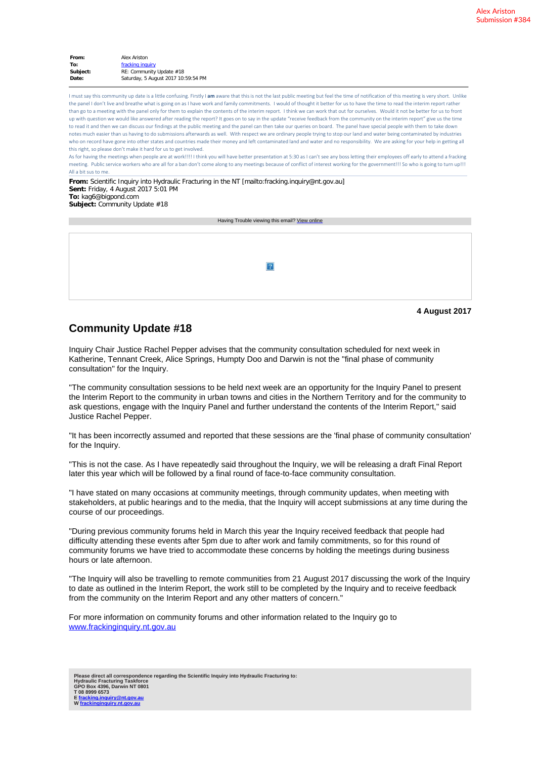Alex Ariston
Submission #384

|  |  |
| --- | --- |
| **From:** | Alex Ariston |
| **To:** | fracking inquiry |
| **Subject:** | RE: Community Update #18 |
| **Date:** | Saturday, 5 August 2017 10:59:54 PM |

I must say this community up date is a little confusing. Firstly I **am** aware that this is not the last public meeting but feel the time of notification of this meeting is very short. Unlike the panel I don't live and breathe what is going on as I have work and family commitments. I would of thought it better for us to have the time to read the interim report rather than go to a meeting with the panel only for them to explain the contents of the interim report. I think we can work that out for ourselves. Would it not be better for us to front up with question we would like answered after reading the report? It goes on to say in the update "receive feedback from the community on the interim report" give us the time to read it and then we can discuss our findings at the public meeting and the panel can then take our queries on board. The panel have special people with them to take down notes much easier than us having to do submissions afterwards as well. With respect we are ordinary people trying to stop our land and water being contaminated by industries who on record have gone into other states and countries made their money and left contaminated land and water and no responsibility. We are asking for your help in getting all this right, so please don't make it hard for us to get involved.

As for having the meetings when people are at work!!!! I think you will have better presentation at 5:30 as I can't see any boss letting their employees off early to attend a fracking meeting. Public service workers who are all for a ban don't come along to any meetings because of conflict of interest working for the government!!! So who is going to turn up!!! All a bit sus to me.

**From:** Scientific Inquiry into Hydraulic Fracturing in the NT [mailto:fracking.inquiry@nt.gov.au]
**Sent:** Friday, 4 August 2017 5:01 PM
**To:** kag6@bigpond.com
**Subject:** Community Update #18

Having Trouble viewing this email? View online

**4 August 2017**

## Community Update #18

Inquiry Chair Justice Rachel Pepper advises that the community consultation scheduled for next week in Katherine, Tennant Creek, Alice Springs, Humpty Doo and Darwin is not the "final phase of community consultation" for the Inquiry.

"The community consultation sessions to be held next week are an opportunity for the Inquiry Panel to present the Interim Report to the community in urban towns and cities in the Northern Territory and for the community to ask questions, engage with the Inquiry Panel and further understand the contents of the Interim Report," said Justice Rachel Pepper.

"It has been incorrectly assumed and reported that these sessions are the 'final phase of community consultation' for the Inquiry.

"This is not the case. As I have repeatedly said throughout the Inquiry, we will be releasing a draft Final Report later this year which will be followed by a final round of face-to-face community consultation.

"I have stated on many occasions at community meetings, through community updates, when meeting with stakeholders, at public hearings and to the media, that the Inquiry will accept submissions at any time during the course of our proceedings.

"During previous community forums held in March this year the Inquiry received feedback that people had difficulty attending these events after 5pm due to after work and family commitments, so for this round of community forums we have tried to accommodate these concerns by holding the meetings during business hours or late afternoon.

"The Inquiry will also be travelling to remote communities from 21 August 2017 discussing the work of the Inquiry to date as outlined in the Interim Report, the work still to be completed by the Inquiry and to receive feedback from the community on the Interim Report and any other matters of concern."

For more information on community forums and other information related to the Inquiry go to www.frackinginquiry.nt.gov.au

**Please direct all correspondence regarding the Scientific Inquiry into Hydraulic Fracturing to:**
**Hydraulic Fracturing Taskforce**
**GPO Box 4396, Darwin NT 0801**
**T 08 8999 6573**
**E fracking.inquiry@nt.gov.au**
**W frackinginquiry.nt.gov.au**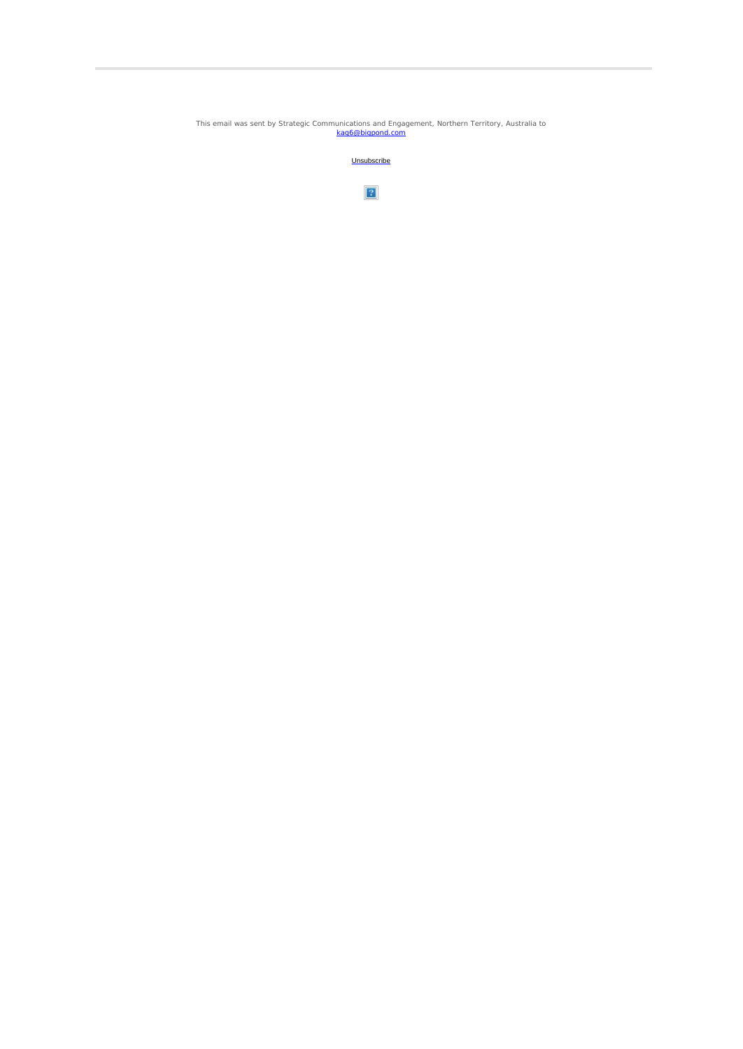This email was sent by Strategic Communications and Engagement, Northern Territory, Australia to kag6@bigpond.com

Unsubscribe